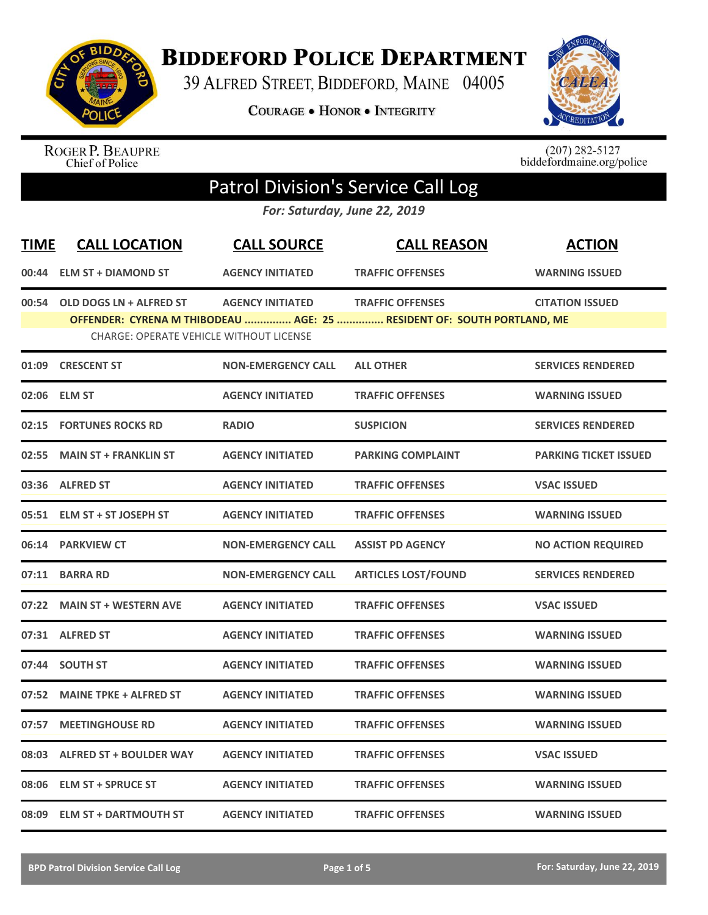# Biddeford Police Department

39 Alfred Street, Biddeford, Maine 04005

**Courage • Honor • Integrity**

Roger P. Beaupre
Chief of Police

(207) 282-5127
biddefordmaine.org/police

## Patrol Division's Service Call Log

*For: Saturday, June 22, 2019*

| TIME | CALL LOCATION | CALL SOURCE | CALL REASON | ACTION |
|---|---|---|---|---|
| 00:44 | ELM ST + DIAMOND ST | AGENCY INITIATED | TRAFFIC OFFENSES | WARNING ISSUED |
| 00:54 | OLD DOGS LN + ALFRED ST | AGENCY INITIATED | TRAFFIC OFFENSES | CITATION ISSUED |
| | OFFENDER: CYRENA M THIBODEAU ............... AGE: 25 ............... RESIDENT OF: SOUTH PORTLAND, ME | | | |
| | CHARGE: OPERATE VEHICLE WITHOUT LICENSE | | | |
| 01:09 | CRESCENT ST | NON-EMERGENCY CALL | ALL OTHER | SERVICES RENDERED |
| 02:06 | ELM ST | AGENCY INITIATED | TRAFFIC OFFENSES | WARNING ISSUED |
| 02:15 | FORTUNES ROCKS RD | RADIO | SUSPICION | SERVICES RENDERED |
| 02:55 | MAIN ST + FRANKLIN ST | AGENCY INITIATED | PARKING COMPLAINT | PARKING TICKET ISSUED |
| 03:36 | ALFRED ST | AGENCY INITIATED | TRAFFIC OFFENSES | VSAC ISSUED |
| 05:51 | ELM ST + ST JOSEPH ST | AGENCY INITIATED | TRAFFIC OFFENSES | WARNING ISSUED |
| 06:14 | PARKVIEW CT | NON-EMERGENCY CALL | ASSIST PD AGENCY | NO ACTION REQUIRED |
| 07:11 | BARRA RD | NON-EMERGENCY CALL | ARTICLES LOST/FOUND | SERVICES RENDERED |
| 07:22 | MAIN ST + WESTERN AVE | AGENCY INITIATED | TRAFFIC OFFENSES | VSAC ISSUED |
| 07:31 | ALFRED ST | AGENCY INITIATED | TRAFFIC OFFENSES | WARNING ISSUED |
| 07:44 | SOUTH ST | AGENCY INITIATED | TRAFFIC OFFENSES | WARNING ISSUED |
| 07:52 | MAINE TPKE + ALFRED ST | AGENCY INITIATED | TRAFFIC OFFENSES | WARNING ISSUED |
| 07:57 | MEETINGHOUSE RD | AGENCY INITIATED | TRAFFIC OFFENSES | WARNING ISSUED |
| 08:03 | ALFRED ST + BOULDER WAY | AGENCY INITIATED | TRAFFIC OFFENSES | VSAC ISSUED |
| 08:06 | ELM ST + SPRUCE ST | AGENCY INITIATED | TRAFFIC OFFENSES | WARNING ISSUED |
| 08:09 | ELM ST + DARTMOUTH ST | AGENCY INITIATED | TRAFFIC OFFENSES | WARNING ISSUED |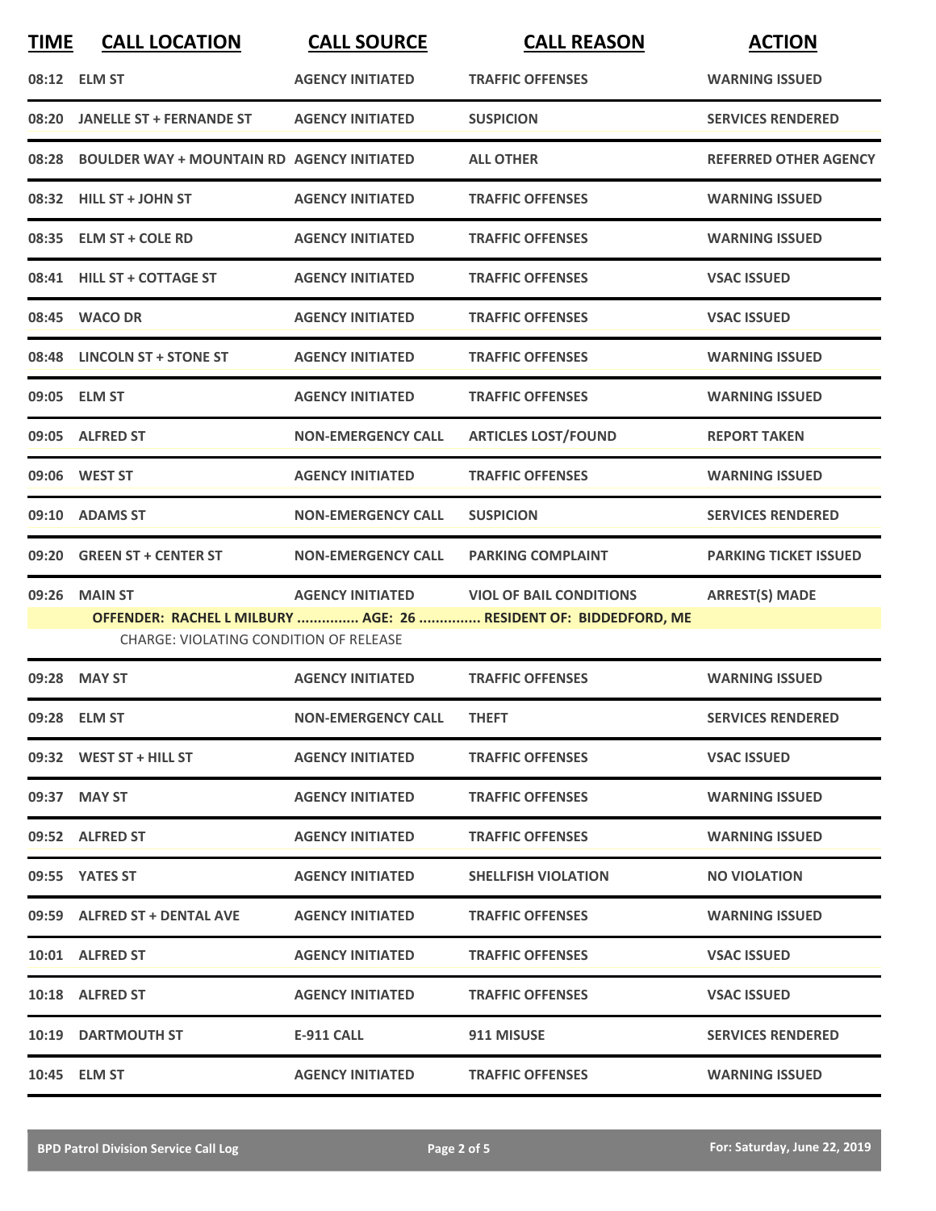| TIME | CALL LOCATION | CALL SOURCE | CALL REASON | ACTION |
|---|---|---|---|---|
| 08:12 | ELM ST | AGENCY INITIATED | TRAFFIC OFFENSES | WARNING ISSUED |
| 08:20 | JANELLE ST + FERNANDE ST | AGENCY INITIATED | SUSPICION | SERVICES RENDERED |
| 08:28 | BOULDER WAY + MOUNTAIN RD | AGENCY INITIATED | ALL OTHER | REFERRED OTHER AGENCY |
| 08:32 | HILL ST + JOHN ST | AGENCY INITIATED | TRAFFIC OFFENSES | WARNING ISSUED |
| 08:35 | ELM ST + COLE RD | AGENCY INITIATED | TRAFFIC OFFENSES | WARNING ISSUED |
| 08:41 | HILL ST + COTTAGE ST | AGENCY INITIATED | TRAFFIC OFFENSES | VSAC ISSUED |
| 08:45 | WACO DR | AGENCY INITIATED | TRAFFIC OFFENSES | VSAC ISSUED |
| 08:48 | LINCOLN ST + STONE ST | AGENCY INITIATED | TRAFFIC OFFENSES | WARNING ISSUED |
| 09:05 | ELM ST | AGENCY INITIATED | TRAFFIC OFFENSES | WARNING ISSUED |
| 09:05 | ALFRED ST | NON-EMERGENCY CALL | ARTICLES LOST/FOUND | REPORT TAKEN |
| 09:06 | WEST ST | AGENCY INITIATED | TRAFFIC OFFENSES | WARNING ISSUED |
| 09:10 | ADAMS ST | NON-EMERGENCY CALL | SUSPICION | SERVICES RENDERED |
| 09:20 | GREEN ST + CENTER ST | NON-EMERGENCY CALL | PARKING COMPLAINT | PARKING TICKET ISSUED |
| 09:26 | MAIN ST | AGENCY INITIATED | VIOL OF BAIL CONDITIONS | ARREST(S) MADE |
| | OFFENDER: RACHEL L MILBURY ............... AGE: 26 ............... RESIDENT OF: BIDDEFORD, ME | | | |
| | CHARGE: VIOLATING CONDITION OF RELEASE | | | |
| 09:28 | MAY ST | AGENCY INITIATED | TRAFFIC OFFENSES | WARNING ISSUED |
| 09:28 | ELM ST | NON-EMERGENCY CALL | THEFT | SERVICES RENDERED |
| 09:32 | WEST ST + HILL ST | AGENCY INITIATED | TRAFFIC OFFENSES | VSAC ISSUED |
| 09:37 | MAY ST | AGENCY INITIATED | TRAFFIC OFFENSES | WARNING ISSUED |
| 09:52 | ALFRED ST | AGENCY INITIATED | TRAFFIC OFFENSES | WARNING ISSUED |
| 09:55 | YATES ST | AGENCY INITIATED | SHELLFISH VIOLATION | NO VIOLATION |
| 09:59 | ALFRED ST + DENTAL AVE | AGENCY INITIATED | TRAFFIC OFFENSES | WARNING ISSUED |
| 10:01 | ALFRED ST | AGENCY INITIATED | TRAFFIC OFFENSES | VSAC ISSUED |
| 10:18 | ALFRED ST | AGENCY INITIATED | TRAFFIC OFFENSES | VSAC ISSUED |
| 10:19 | DARTMOUTH ST | E-911 CALL | 911 MISUSE | SERVICES RENDERED |
| 10:45 | ELM ST | AGENCY INITIATED | TRAFFIC OFFENSES | WARNING ISSUED |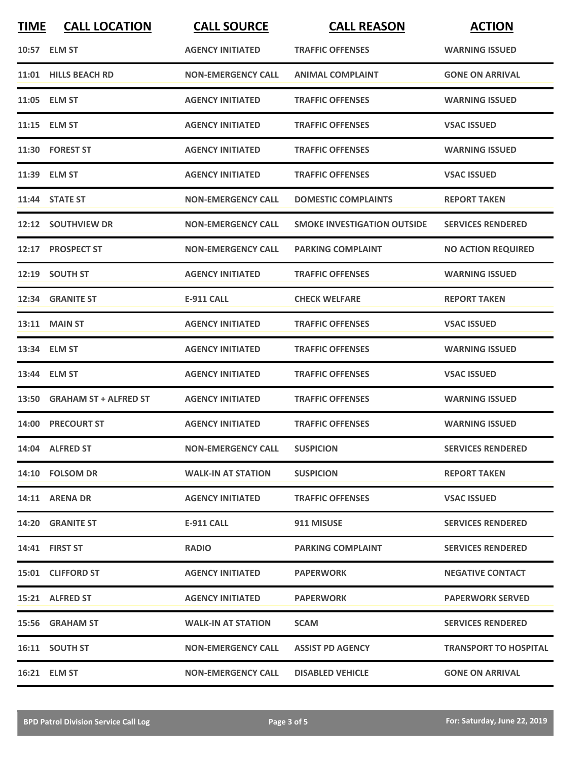| TIME | CALL LOCATION | CALL SOURCE | CALL REASON | ACTION |
|---|---|---|---|---|
| 10:57 | ELM ST | AGENCY INITIATED | TRAFFIC OFFENSES | WARNING ISSUED |
| 11:01 | HILLS BEACH RD | NON-EMERGENCY CALL | ANIMAL COMPLAINT | GONE ON ARRIVAL |
| 11:05 | ELM ST | AGENCY INITIATED | TRAFFIC OFFENSES | WARNING ISSUED |
| 11:15 | ELM ST | AGENCY INITIATED | TRAFFIC OFFENSES | VSAC ISSUED |
| 11:30 | FOREST ST | AGENCY INITIATED | TRAFFIC OFFENSES | WARNING ISSUED |
| 11:39 | ELM ST | AGENCY INITIATED | TRAFFIC OFFENSES | VSAC ISSUED |
| 11:44 | STATE ST | NON-EMERGENCY CALL | DOMESTIC COMPLAINTS | REPORT TAKEN |
| 12:12 | SOUTHVIEW DR | NON-EMERGENCY CALL | SMOKE INVESTIGATION OUTSIDE | SERVICES RENDERED |
| 12:17 | PROSPECT ST | NON-EMERGENCY CALL | PARKING COMPLAINT | NO ACTION REQUIRED |
| 12:19 | SOUTH ST | AGENCY INITIATED | TRAFFIC OFFENSES | WARNING ISSUED |
| 12:34 | GRANITE ST | E-911 CALL | CHECK WELFARE | REPORT TAKEN |
| 13:11 | MAIN ST | AGENCY INITIATED | TRAFFIC OFFENSES | VSAC ISSUED |
| 13:34 | ELM ST | AGENCY INITIATED | TRAFFIC OFFENSES | WARNING ISSUED |
| 13:44 | ELM ST | AGENCY INITIATED | TRAFFIC OFFENSES | VSAC ISSUED |
| 13:50 | GRAHAM ST + ALFRED ST | AGENCY INITIATED | TRAFFIC OFFENSES | WARNING ISSUED |
| 14:00 | PRECOURT ST | AGENCY INITIATED | TRAFFIC OFFENSES | WARNING ISSUED |
| 14:04 | ALFRED ST | NON-EMERGENCY CALL | SUSPICION | SERVICES RENDERED |
| 14:10 | FOLSOM DR | WALK-IN AT STATION | SUSPICION | REPORT TAKEN |
| 14:11 | ARENA DR | AGENCY INITIATED | TRAFFIC OFFENSES | VSAC ISSUED |
| 14:20 | GRANITE ST | E-911 CALL | 911 MISUSE | SERVICES RENDERED |
| 14:41 | FIRST ST | RADIO | PARKING COMPLAINT | SERVICES RENDERED |
| 15:01 | CLIFFORD ST | AGENCY INITIATED | PAPERWORK | NEGATIVE CONTACT |
| 15:21 | ALFRED ST | AGENCY INITIATED | PAPERWORK | PAPERWORK SERVED |
| 15:56 | GRAHAM ST | WALK-IN AT STATION | SCAM | SERVICES RENDERED |
| 16:11 | SOUTH ST | NON-EMERGENCY CALL | ASSIST PD AGENCY | TRANSPORT TO HOSPITAL |
| 16:21 | ELM ST | NON-EMERGENCY CALL | DISABLED VEHICLE | GONE ON ARRIVAL |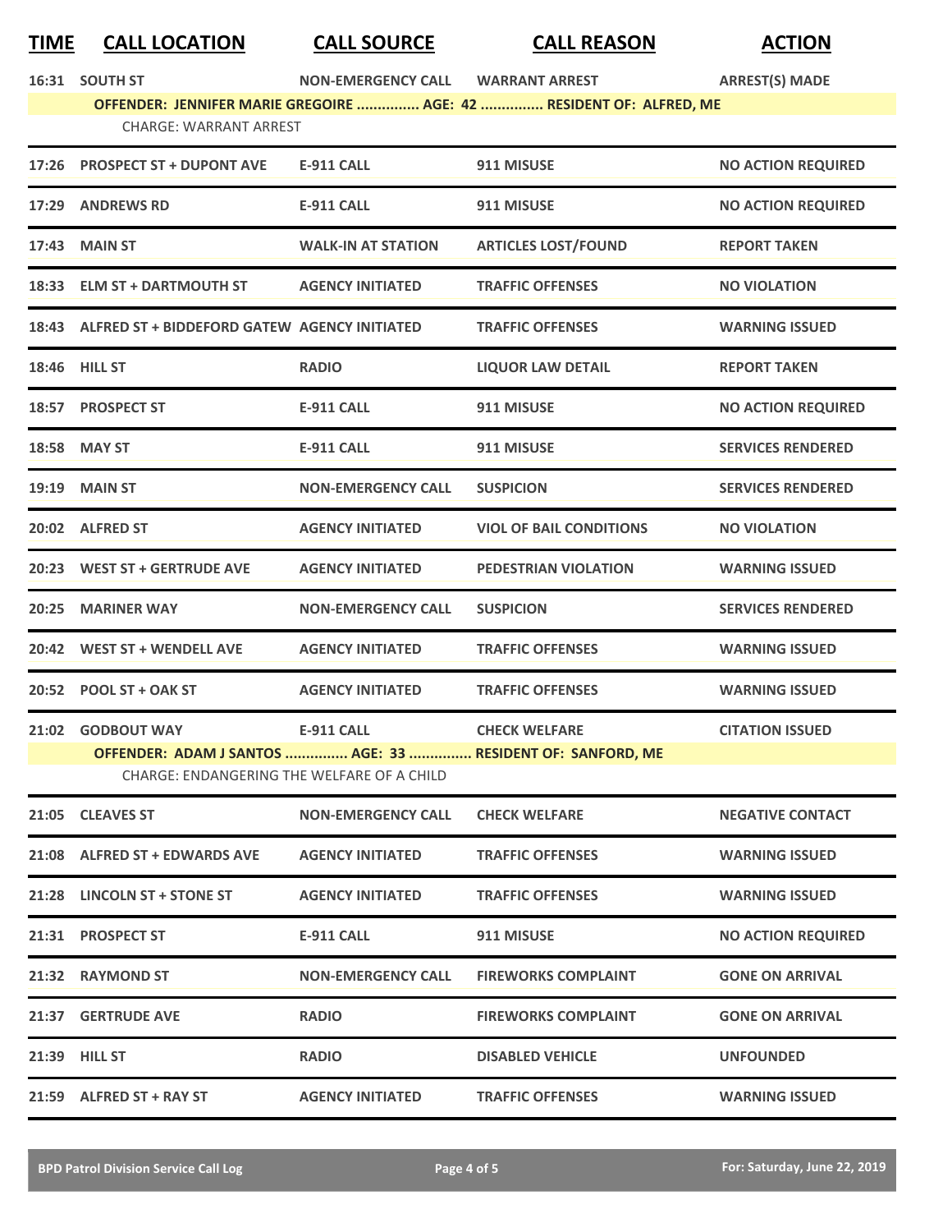| TIME | CALL LOCATION | CALL SOURCE | CALL REASON | ACTION |
|---|---|---|---|---|
| 16:31 | SOUTH ST | NON-EMERGENCY CALL | WARRANT ARREST | ARREST(S) MADE |
| | **OFFENDER: JENNIFER MARIE GREGOIRE ............... AGE: 42 ............... RESIDENT OF: ALFRED, ME** | | | |
| | CHARGE: WARRANT ARREST | | | |
| 17:26 | PROSPECT ST + DUPONT AVE | E-911 CALL | 911 MISUSE | NO ACTION REQUIRED |
| 17:29 | ANDREWS RD | E-911 CALL | 911 MISUSE | NO ACTION REQUIRED |
| 17:43 | MAIN ST | WALK-IN AT STATION | ARTICLES LOST/FOUND | REPORT TAKEN |
| 18:33 | ELM ST + DARTMOUTH ST | AGENCY INITIATED | TRAFFIC OFFENSES | NO VIOLATION |
| 18:43 | ALFRED ST + BIDDEFORD GATEW | AGENCY INITIATED | TRAFFIC OFFENSES | WARNING ISSUED |
| 18:46 | HILL ST | RADIO | LIQUOR LAW DETAIL | REPORT TAKEN |
| 18:57 | PROSPECT ST | E-911 CALL | 911 MISUSE | NO ACTION REQUIRED |
| 18:58 | MAY ST | E-911 CALL | 911 MISUSE | SERVICES RENDERED |
| 19:19 | MAIN ST | NON-EMERGENCY CALL | SUSPICION | SERVICES RENDERED |
| 20:02 | ALFRED ST | AGENCY INITIATED | VIOL OF BAIL CONDITIONS | NO VIOLATION |
| 20:23 | WEST ST + GERTRUDE AVE | AGENCY INITIATED | PEDESTRIAN VIOLATION | WARNING ISSUED |
| 20:25 | MARINER WAY | NON-EMERGENCY CALL | SUSPICION | SERVICES RENDERED |
| 20:42 | WEST ST + WENDELL AVE | AGENCY INITIATED | TRAFFIC OFFENSES | WARNING ISSUED |
| 20:52 | POOL ST + OAK ST | AGENCY INITIATED | TRAFFIC OFFENSES | WARNING ISSUED |
| 21:02 | GODBOUT WAY | E-911 CALL | CHECK WELFARE | CITATION ISSUED |
| | **OFFENDER: ADAM J SANTOS ............... AGE: 33 ............... RESIDENT OF: SANFORD, ME** | | | |
| | CHARGE: ENDANGERING THE WELFARE OF A CHILD | | | |
| 21:05 | CLEAVES ST | NON-EMERGENCY CALL | CHECK WELFARE | NEGATIVE CONTACT |
| 21:08 | ALFRED ST + EDWARDS AVE | AGENCY INITIATED | TRAFFIC OFFENSES | WARNING ISSUED |
| 21:28 | LINCOLN ST + STONE ST | AGENCY INITIATED | TRAFFIC OFFENSES | WARNING ISSUED |
| 21:31 | PROSPECT ST | E-911 CALL | 911 MISUSE | NO ACTION REQUIRED |
| 21:32 | RAYMOND ST | NON-EMERGENCY CALL | FIREWORKS COMPLAINT | GONE ON ARRIVAL |
| 21:37 | GERTRUDE AVE | RADIO | FIREWORKS COMPLAINT | GONE ON ARRIVAL |
| 21:39 | HILL ST | RADIO | DISABLED VEHICLE | UNFOUNDED |
| 21:59 | ALFRED ST + RAY ST | AGENCY INITIATED | TRAFFIC OFFENSES | WARNING ISSUED |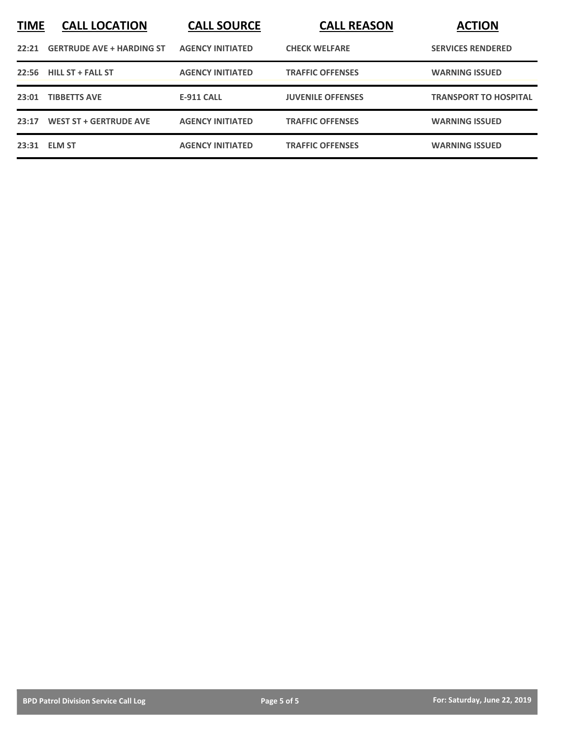| TIME | CALL LOCATION | CALL SOURCE | CALL REASON | ACTION |
|---|---|---|---|---|
| 22:21 | GERTRUDE AVE + HARDING ST | AGENCY INITIATED | CHECK WELFARE | SERVICES RENDERED |
| 22:56 | HILL ST + FALL ST | AGENCY INITIATED | TRAFFIC OFFENSES | WARNING ISSUED |
| 23:01 | TIBBETTS AVE | E-911 CALL | JUVENILE OFFENSES | TRANSPORT TO HOSPITAL |
| 23:17 | WEST ST + GERTRUDE AVE | AGENCY INITIATED | TRAFFIC OFFENSES | WARNING ISSUED |
| 23:31 | ELM ST | AGENCY INITIATED | TRAFFIC OFFENSES | WARNING ISSUED |